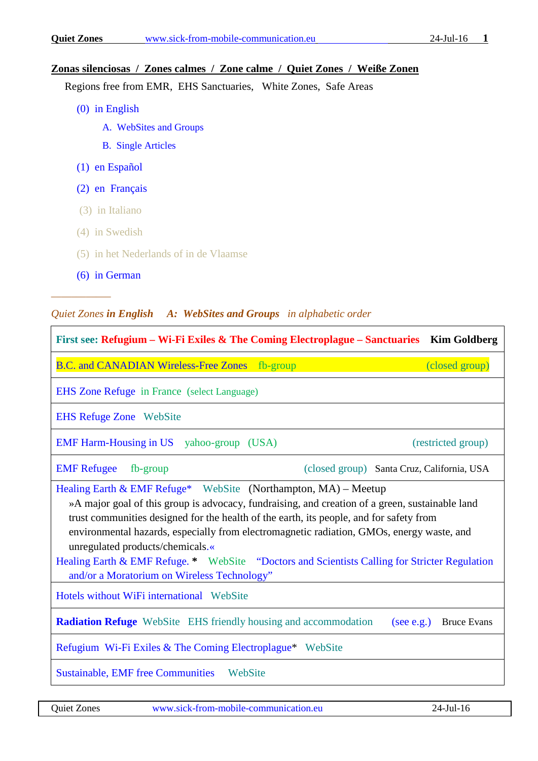## Zonas silenciosas / Zones calmes / Zone calme / Quiet Zones / Weiße Zonen

Regions free from EMR, EHS Sanctuaries, White Zones, Safe Areas

- (0) in English
  - A. WebSites and Groups
  - B. Single Articles
- (1) en Español
- (2) en Français
- (3) in Italiano
- (4) in Swedish
- (5) in het Nederlands of in de Vlaamse
- (6) in German

---

*Quiet Zones **in English** **A: WebSites and Groups** in alphabetic order*

| |
|---|
| **First see: Refugium – Wi-Fi Exiles & The Coming Electroplague – Sanctuaries** **Kim Goldberg** |
| B.C. and CANADIAN Wireless-Free Zones fb-group (closed group) |
| EHS Zone Refuge in France (select Language) |
| EHS Refuge Zone WebSite |
| EMF Harm-Housing in US yahoo-group (USA) (restricted group) |
| EMF Refugee fb-group (closed group) Santa Cruz, California, USA |
| Healing Earth & EMF Refuge* WebSite (Northampton, MA) – Meetup<br>»A major goal of this group is advocacy, fundraising, and creation of a green, sustainable land trust communities designed for the health of the earth, its people, and for safety from environmental hazards, especially from electromagnetic radiation, GMOs, energy waste, and unregulated products/chemicals.«<br>Healing Earth & EMF Refuge. **\*** WebSite "Doctors and Scientists Calling for Stricter Regulation and/or a Moratorium on Wireless Technology" |
| Hotels without WiFi international WebSite |
| **Radiation Refuge** WebSite EHS friendly housing and accommodation (see e.g.) Bruce Evans |
| Refugium Wi-Fi Exiles & The Coming Electroplague* WebSite |
| Sustainable, EMF free Communities WebSite |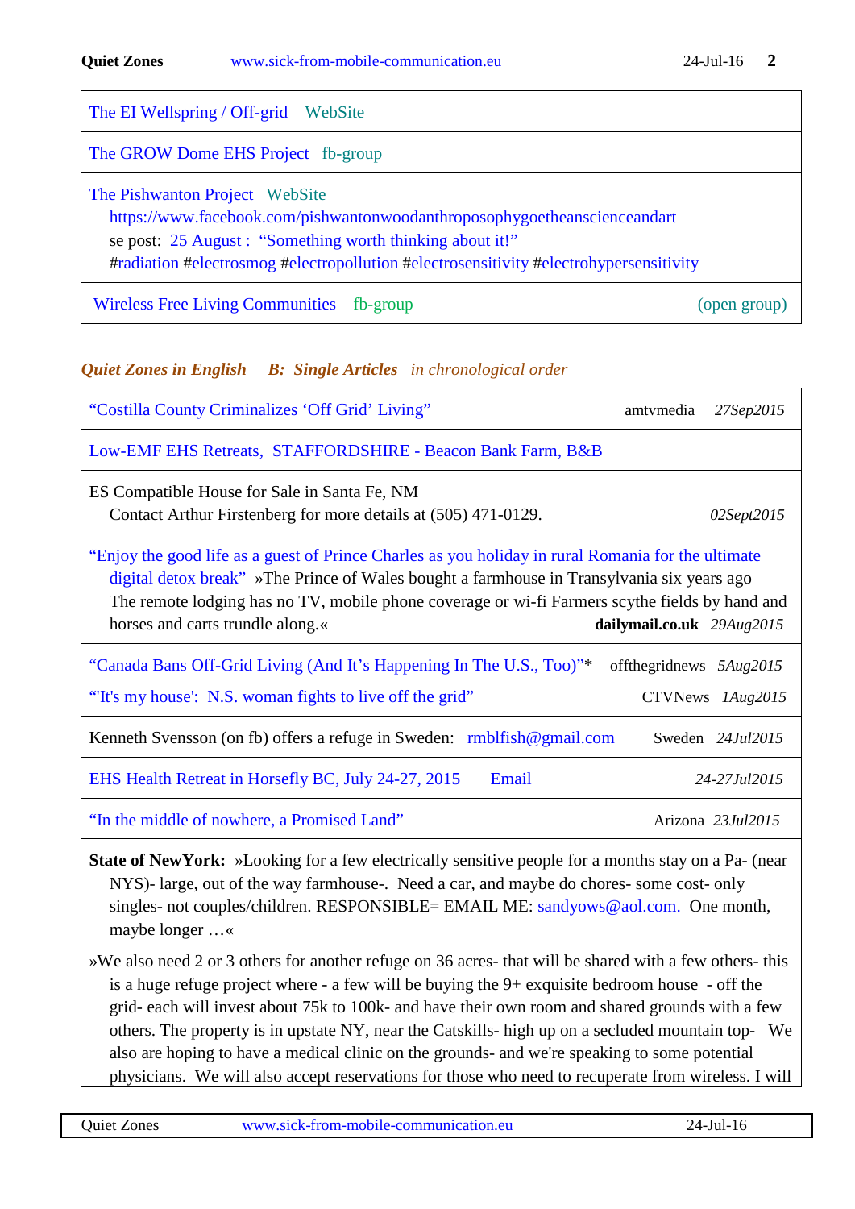| |
|---|
| The EI Wellspring / Off-grid WebSite |
| The GROW Dome EHS Project fb-group |
| The Pishwanton Project WebSite https://www.facebook.com/pishwantonwoodanthroposophygoetheanscienceandart se post: 25 August : "Something worth thinking about it!" #radiation #electrosmog #electropollution #electrosensitivity #electrohypersensitivity |
| Wireless Free Living Communities fb-group (open group) |

## *Quiet Zones in English* *B: Single Articles* *in chronological order*

| Article | Source | Date |
|---|---|---|
| "Costilla County Criminalizes 'Off Grid' Living" | amtvmedia | *27Sep2015* |
| Low-EMF EHS Retreats, STAFFORDSHIRE - Beacon Bank Farm, B&B | | |
| ES Compatible House for Sale in Santa Fe, NM<br>Contact Arthur Firstenberg for more details at (505) 471-0129. | | *02Sept2015* |
| "Enjoy the good life as a guest of Prince Charles as you holiday in rural Romania for the ultimate digital detox break" »The Prince of Wales bought a farmhouse in Transylvania six years ago The remote lodging has no TV, mobile phone coverage or wi-fi Farmers scythe fields by hand and horses and carts trundle along.« | **dailymail.co.uk** | *29Aug2015* |
| "Canada Bans Off-Grid Living (And It's Happening In The U.S., Too)"* | offthegridnews | *5Aug2015* |
| "'It's my house': N.S. woman fights to live off the grid" | CTVNews | *1Aug2015* |
| Kenneth Svensson (on fb) offers a refuge in Sweden: rmblfish@gmail.com | Sweden | *24Jul2015* |
| EHS Health Retreat in Horsefly BC, July 24-27, 2015 Email | | *24-27Jul2015* |
| "In the middle of nowhere, a Promised Land" | Arizona | *23Jul2015* |
| **State of NewYork:** »Looking for a few electrically sensitive people for a months stay on a Pa- (near NYS)- large, out of the way farmhouse-. Need a car, and maybe do chores- some cost- only singles- not couples/children. RESPONSIBLE= EMAIL ME: sandyows@aol.com. One month, maybe longer …«<br>»We also need 2 or 3 others for another refuge on 36 acres- that will be shared with a few others- this is a huge refuge project where - a few will be buying the 9+ exquisite bedroom house - off the grid- each will invest about 75k to 100k- and have their own room and shared grounds with a few others. The property is in upstate NY, near the Catskills- high up on a secluded mountain top- We also are hoping to have a medical clinic on the grounds- and we're speaking to some potential physicians. We will also accept reservations for those who need to recuperate from wireless. I will | | |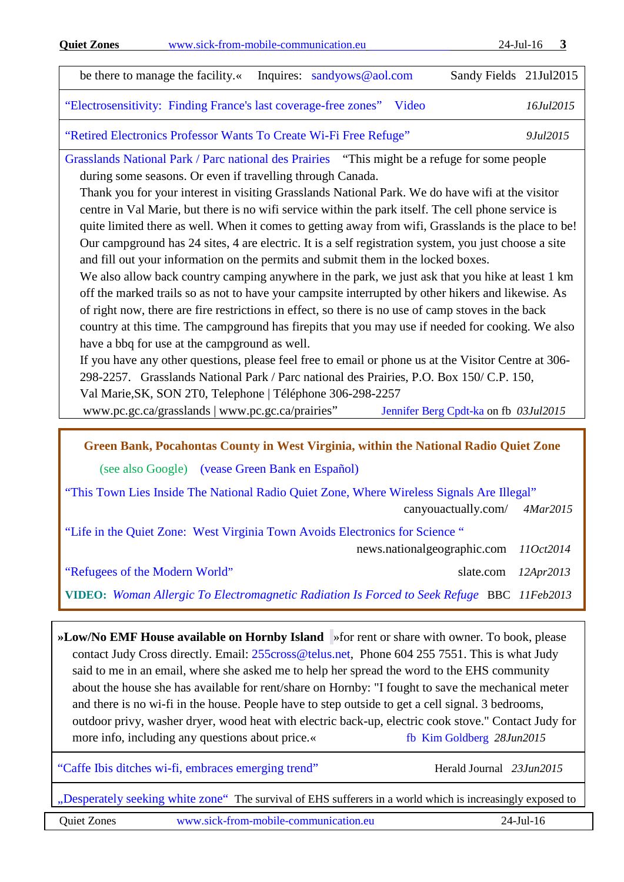be there to manage the facility.« Inquires: sandyows@aol.com Sandy Fields 21Jul2015

"Electrosensitivity: Finding France's last coverage-free zones" Video *16Jul2015*

"Retired Electronics Professor Wants To Create Wi-Fi Free Refuge" *9Jul2015*

Grasslands National Park / Parc national des Prairies "This might be a refuge for some people during some seasons. Or even if travelling through Canada.

Thank you for your interest in visiting Grasslands National Park. We do have wifi at the visitor centre in Val Marie, but there is no wifi service within the park itself. The cell phone service is quite limited there as well. When it comes to getting away from wifi, Grasslands is the place to be! Our campground has 24 sites, 4 are electric. It is a self registration system, you just choose a site and fill out your information on the permits and submit them in the locked boxes.

We also allow back country camping anywhere in the park, we just ask that you hike at least 1 km off the marked trails so as not to have your campsite interrupted by other hikers and likewise. As of right now, there are fire restrictions in effect, so there is no use of camp stoves in the back country at this time. The campground has firepits that you may use if needed for cooking. We also have a bbq for use at the campground as well.

If you have any other questions, please feel free to email or phone us at the Visitor Centre at 306-298-2257. Grasslands National Park / Parc national des Prairies, P.O. Box 150/ C.P. 150, Val Marie,SK, SON 2T0, Telephone | Téléphone 306-298-2257

www.pc.gc.ca/grasslands | www.pc.gc.ca/prairies" Jennifer Berg Cpdt-ka on fb *03Jul2015*

## Green Bank, Pocahontas County in West Virginia, within the National Radio Quiet Zone

(see also Google) (vease Green Bank en Español)

"This Town Lies Inside The National Radio Quiet Zone, Where Wireless Signals Are Illegal" canyouactually.com/ *4Mar2015*

"Life in the Quiet Zone: West Virginia Town Avoids Electronics for Science " news.nationalgeographic.com *11Oct2014*

"Refugees of the Modern World" slate.com *12Apr2013*

**VIDEO:** *Woman Allergic To Electromagnetic Radiation Is Forced to Seek Refuge* BBC *11Feb2013*

**»Low/No EMF House available on Hornby Island** »for rent or share with owner. To book, please contact Judy Cross directly. Email: 255cross@telus.net, Phone 604 255 7551. This is what Judy said to me in an email, where she asked me to help her spread the word to the EHS community about the house she has available for rent/share on Hornby: "I fought to save the mechanical meter and there is no wi-fi in the house. People have to step outside to get a cell signal. 3 bedrooms, outdoor privy, washer dryer, wood heat with electric back-up, electric cook stove." Contact Judy for more info, including any questions about price.« fb Kim Goldberg *28Jun2015*

"Caffe Ibis ditches wi-fi, embraces emerging trend" Herald Journal *23Jun2015*

„Desperately seeking white zone" The survival of EHS sufferers in a world which is increasingly exposed to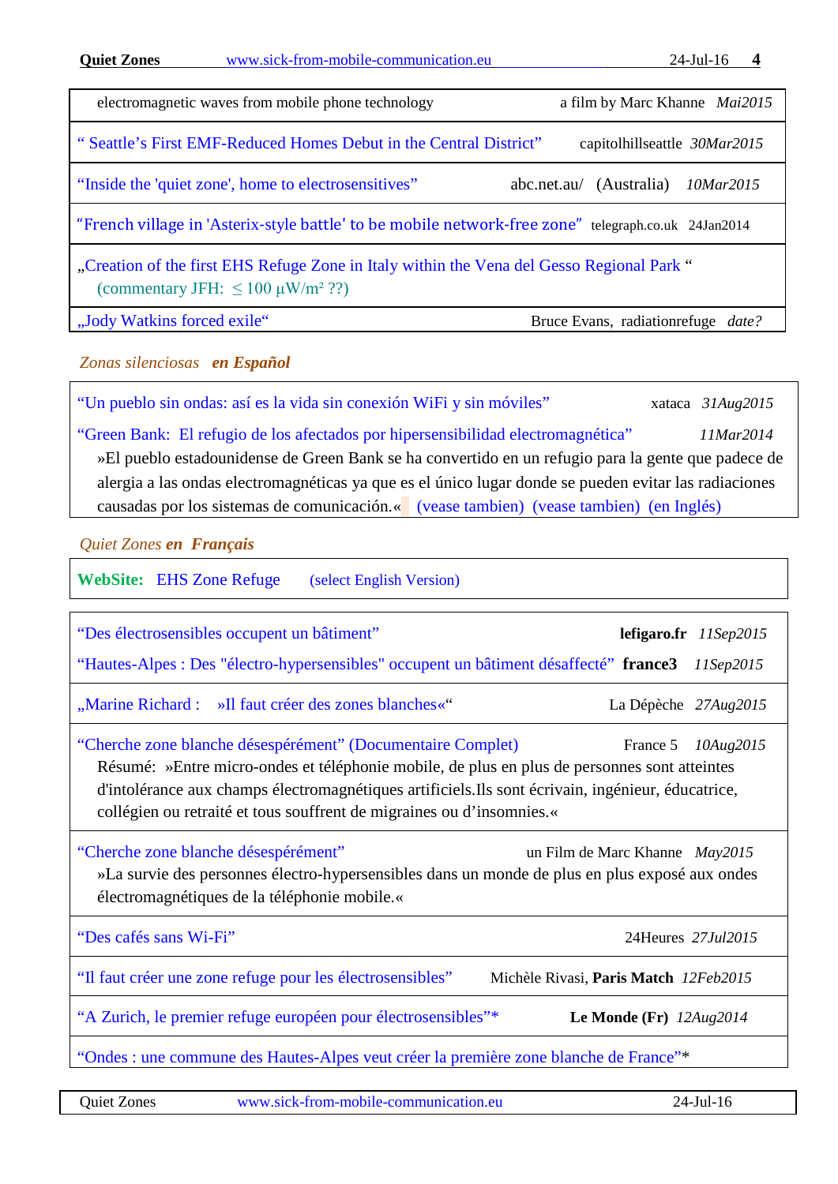| | |
|---|---|
| electromagnetic waves from mobile phone technology | a film by Marc Khanne *Mai2015* |
| " Seattle's First EMF-Reduced Homes Debut in the Central District" | capitolhillseattle *30Mar2015* |
| "Inside the 'quiet zone', home to electrosensitives" | abc.net.au/ (Australia) *10Mar2015* |
| "French village in 'Asterix-style battle' to be mobile network-free zone" | telegraph.co.uk 24Jan2014 |
| „Creation of the first EHS Refuge Zone in Italy within the Vena del Gesso Regional Park " (commentary JFH: ≤ 100 µW/m² ??) | |
| „Jody Watkins forced exile" | Bruce Evans, radiationrefuge *date?* |

*Zonas silenciosas* ***en Español***

"Un pueblo sin ondas: así es la vida sin conexión WiFi y sin móviles" — xataca *31Aug2015*

"Green Bank: El refugio de los afectados por hipersensibilidad electromagnética" — *11Mar2014*

»El pueblo estadounidense de Green Bank se ha convertido en un refugio para la gente que padece de alergia a las ondas electromagnéticas ya que es el único lugar donde se pueden evitar las radiaciones causadas por los sistemas de comunicación.« (vease tambien) (vease tambien) (en Inglés)

*Quiet Zones* ***en Français***

**WebSite:** EHS Zone Refuge (select English Version)

"Des électrosensibles occupent un bâtiment" — **lefigaro.fr** *11Sep2015*

"Hautes-Alpes : Des "électro-hypersensibles" occupent un bâtiment désaffecté" — **france3** *11Sep2015*

„Marine Richard : »Il faut créer des zones blanches«" — La Dépèche *27Aug2015*

"Cherche zone blanche désespérément" (Documentaire Complet) — France 5 *10Aug2015*

Résumé: »Entre micro-ondes et téléphonie mobile, de plus en plus de personnes sont atteintes d'intolérance aux champs électromagnétiques artificiels.Ils sont écrivain, ingénieur, éducatrice, collégien ou retraité et tous souffrent de migraines ou d'insomnies.«

"Cherche zone blanche désespérément" — un Film de Marc Khanne *May2015*

»La survie des personnes électro-hypersensibles dans un monde de plus en plus exposé aux ondes électromagnétiques de la téléphonie mobile.«

"Des cafés sans Wi-Fi" — 24Heures *27Jul2015*

"Il faut créer une zone refuge pour les électrosensibles" — Michèle Rivasi, **Paris Match** *12Feb2015*

"A Zurich, le premier refuge européen pour électrosensibles"* — **Le Monde (Fr)** *12Aug2014*

"Ondes : une commune des Hautes-Alpes veut créer la première zone blanche de France"*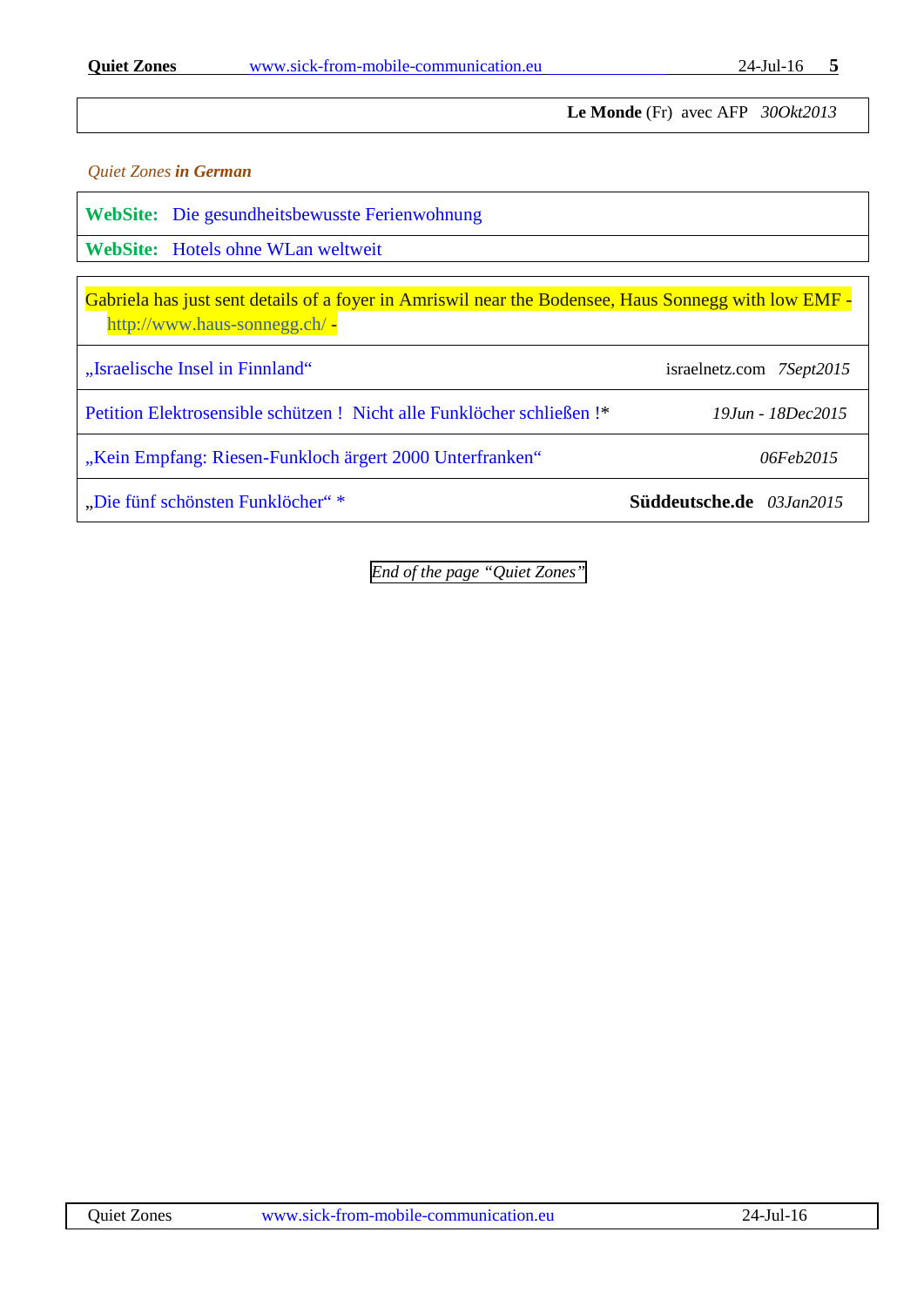| |
|---|
| **Le Monde** (Fr) avec AFP *30Okt2013* |

*Quiet Zones* ***in German***

| | |
|---|---|
| **WebSite:** | Die gesundheitsbewusste Ferienwohnung |
| **WebSite:** | Hotels ohne WLan weltweit |

| | |
|---|---|
| Gabriela has just sent details of a foyer in Amriswil near the Bodensee, Haus Sonnegg with low EMF - http://www.haus-sonnegg.ch/ - | |
| „Israelische Insel in Finnland“ | israelnetz.com *7Sept2015* |
| Petition Elektrosensible schützen ! Nicht alle Funklöcher schließen !* | *19Jun - 18Dec2015* |
| „Kein Empfang: Riesen-Funkloch ärgert 2000 Unterfranken“ | *06Feb2015* |
| „Die fünf schönsten Funklöcher“ * | **Süddeutsche.de** *03Jan2015* |

*End of the page “Quiet Zones”*